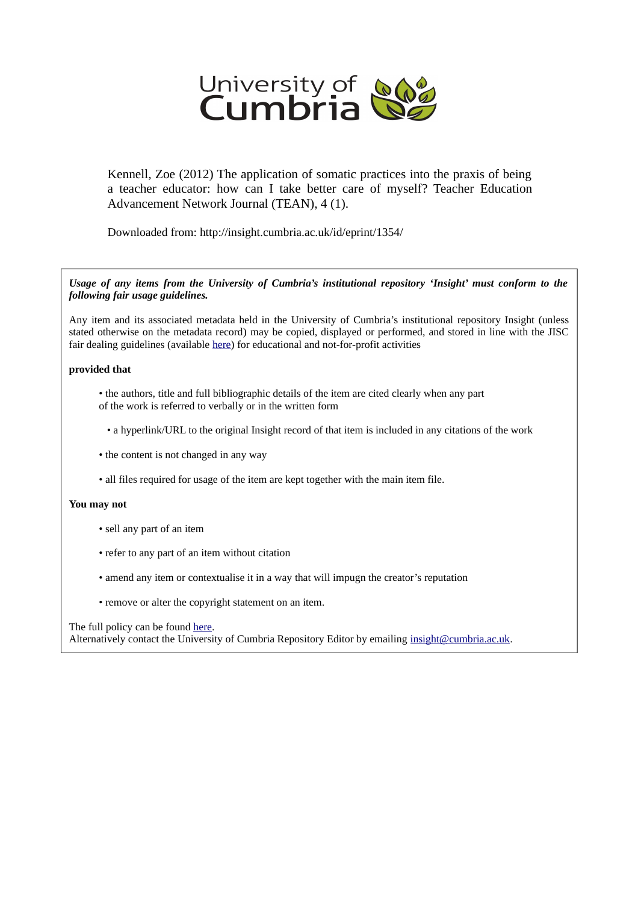Kennell, Zoe (2012) The application of somatic practices into the praxis of being a teacher educator: how can I take better care of myself? Teacher Education Advancement Network Journal (TEAN), 4 (1).

Downloaded from: http://insight.cumbria.ac.uk/id/eprint/1354/

***Usage of any items from the University of Cumbria's institutional repository 'Insight' must conform to the following fair usage guidelines.***

Any item and its associated metadata held in the University of Cumbria's institutional repository Insight (unless stated otherwise on the metadata record) may be copied, displayed or performed, and stored in line with the JISC fair dealing guidelines (available [here](#)) for educational and not-for-profit activities

**provided that**

- the authors, title and full bibliographic details of the item are cited clearly when any part of the work is referred to verbally or in the written form
- a hyperlink/URL to the original Insight record of that item is included in any citations of the work
- the content is not changed in any way
- all files required for usage of the item are kept together with the main item file.

**You may not**

- sell any part of an item
- refer to any part of an item without citation
- amend any item or contextualise it in a way that will impugn the creator's reputation
- remove or alter the copyright statement on an item.

The full policy can be found [here](#).
Alternatively contact the University of Cumbria Repository Editor by emailing insight@cumbria.ac.uk.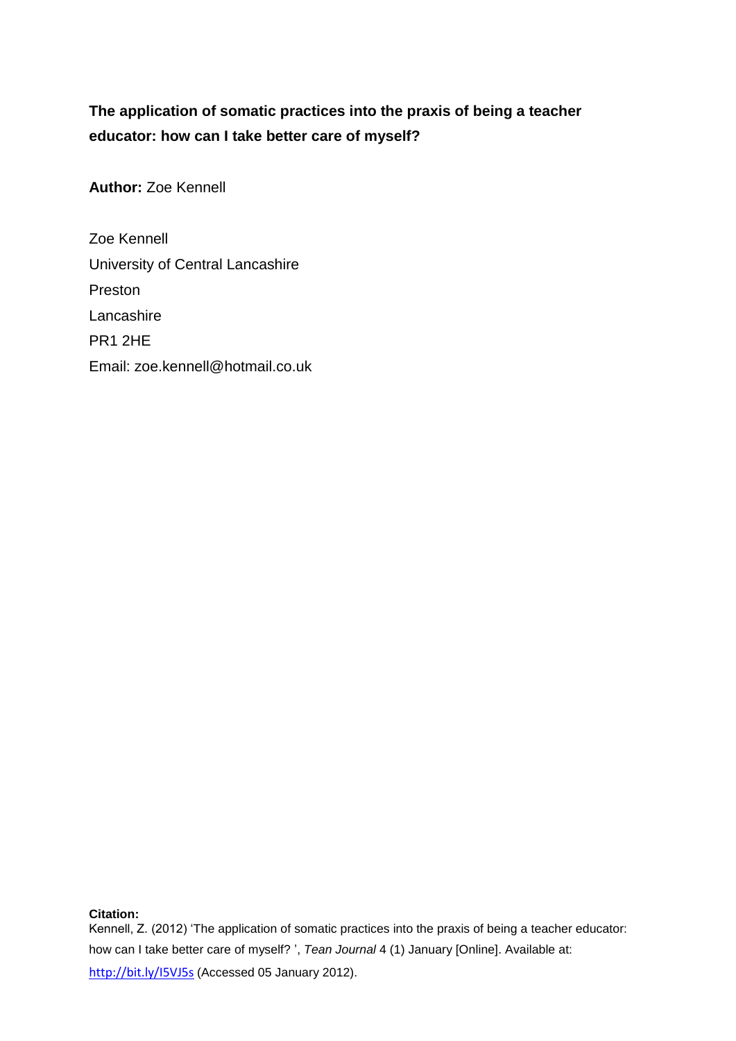**The application of somatic practices into the praxis of being a teacher educator: how can I take better care of myself?**

**Author:** Zoe Kennell

Zoe Kennell
University of Central Lancashire
Preston
Lancashire
PR1 2HE
Email: zoe.kennell@hotmail.co.uk

**Citation:**
Kennell, Z. (2012) 'The application of somatic practices into the praxis of being a teacher educator: how can I take better care of myself? ', *Tean Journal* 4 (1) January [Online]. Available at: http://bit.ly/I5VJ5s (Accessed 05 January 2012).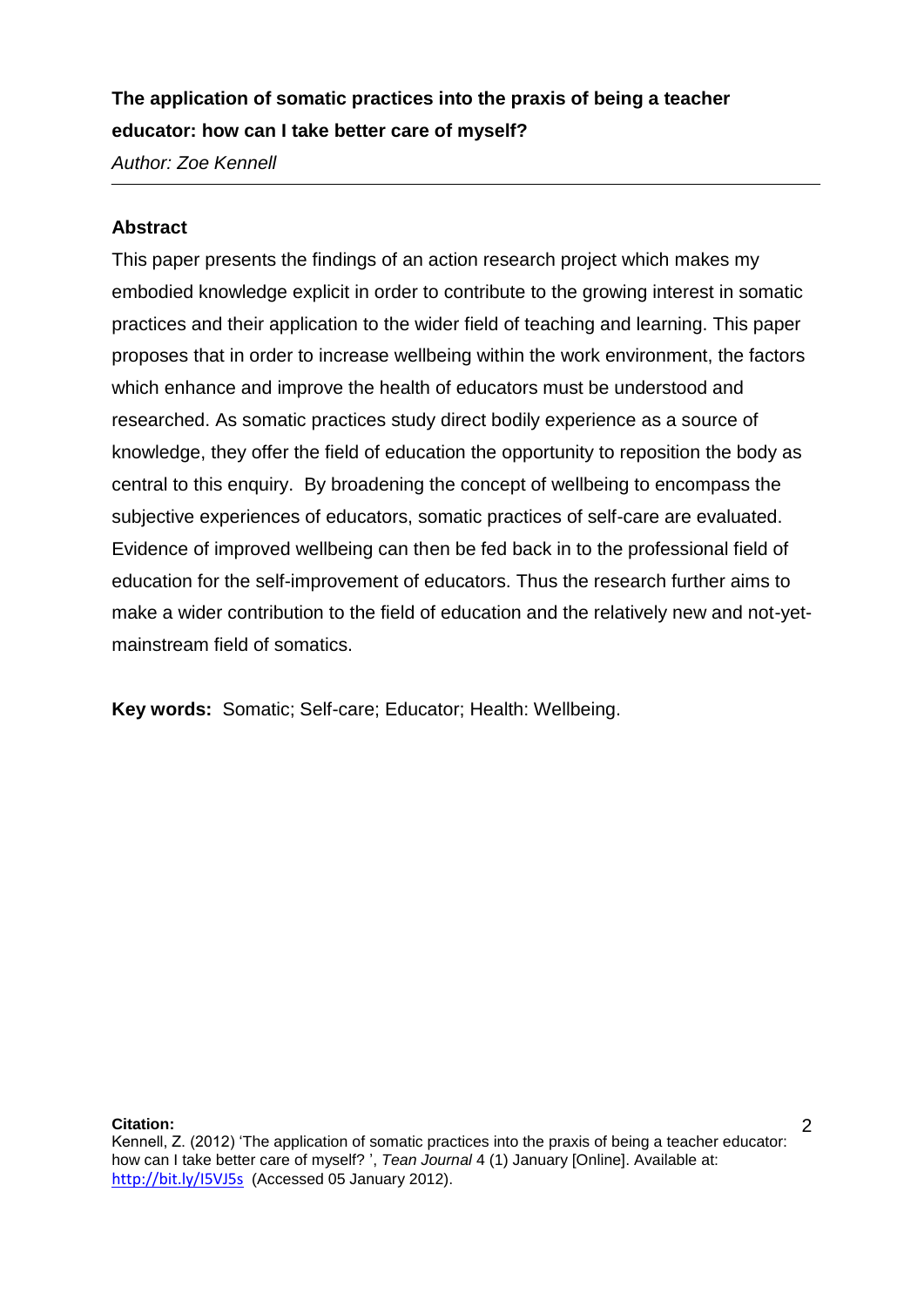**The application of somatic practices into the praxis of being a teacher educator: how can I take better care of myself?**

*Author: Zoe Kennell*

---

**Abstract**

This paper presents the findings of an action research project which makes my embodied knowledge explicit in order to contribute to the growing interest in somatic practices and their application to the wider field of teaching and learning. This paper proposes that in order to increase wellbeing within the work environment, the factors which enhance and improve the health of educators must be understood and researched. As somatic practices study direct bodily experience as a source of knowledge, they offer the field of education the opportunity to reposition the body as central to this enquiry. By broadening the concept of wellbeing to encompass the subjective experiences of educators, somatic practices of self-care are evaluated. Evidence of improved wellbeing can then be fed back in to the professional field of education for the self-improvement of educators. Thus the research further aims to make a wider contribution to the field of education and the relatively new and not-yet-mainstream field of somatics.

**Key words:** Somatic; Self-care; Educator; Health: Wellbeing.

**Citation:**
Kennell, Z. (2012) 'The application of somatic practices into the praxis of being a teacher educator: how can I take better care of myself? ', *Tean Journal* 4 (1) January [Online]. Available at: http://bit.ly/I5VJ5s (Accessed 05 January 2012).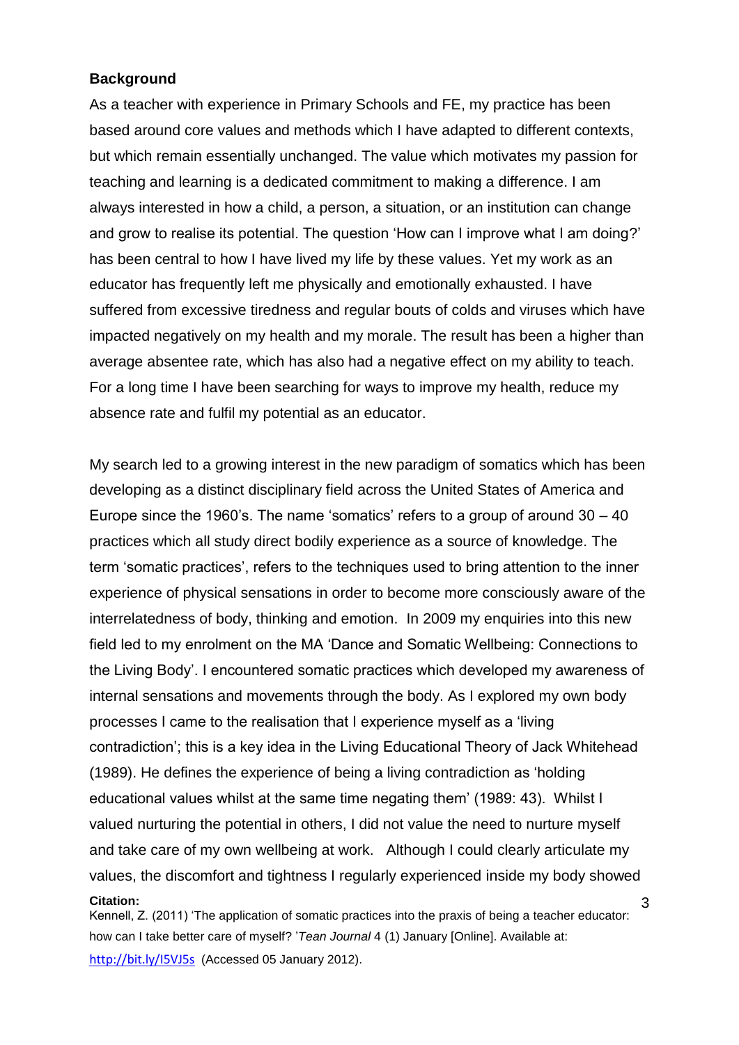## Background

As a teacher with experience in Primary Schools and FE, my practice has been based around core values and methods which I have adapted to different contexts, but which remain essentially unchanged. The value which motivates my passion for teaching and learning is a dedicated commitment to making a difference. I am always interested in how a child, a person, a situation, or an institution can change and grow to realise its potential. The question 'How can I improve what I am doing?' has been central to how I have lived my life by these values. Yet my work as an educator has frequently left me physically and emotionally exhausted. I have suffered from excessive tiredness and regular bouts of colds and viruses which have impacted negatively on my health and my morale. The result has been a higher than average absentee rate, which has also had a negative effect on my ability to teach. For a long time I have been searching for ways to improve my health, reduce my absence rate and fulfil my potential as an educator.

My search led to a growing interest in the new paradigm of somatics which has been developing as a distinct disciplinary field across the United States of America and Europe since the 1960's. The name 'somatics' refers to a group of around 30 – 40 practices which all study direct bodily experience as a source of knowledge. The term 'somatic practices', refers to the techniques used to bring attention to the inner experience of physical sensations in order to become more consciously aware of the interrelatedness of body, thinking and emotion. In 2009 my enquiries into this new field led to my enrolment on the MA 'Dance and Somatic Wellbeing: Connections to the Living Body'. I encountered somatic practices which developed my awareness of internal sensations and movements through the body. As I explored my own body processes I came to the realisation that I experience myself as a 'living contradiction'; this is a key idea in the Living Educational Theory of Jack Whitehead (1989). He defines the experience of being a living contradiction as 'holding educational values whilst at the same time negating them' (1989: 43). Whilst I valued nurturing the potential in others, I did not value the need to nurture myself and take care of my own wellbeing at work. Although I could clearly articulate my values, the discomfort and tightness I regularly experienced inside my body showed

**Citation:**
Kennell, Z. (2011) 'The application of somatic practices into the praxis of being a teacher educator: how can I take better care of myself? '*Tean Journal* 4 (1) January [Online]. Available at: http://bit.ly/I5VJ5s (Accessed 05 January 2012).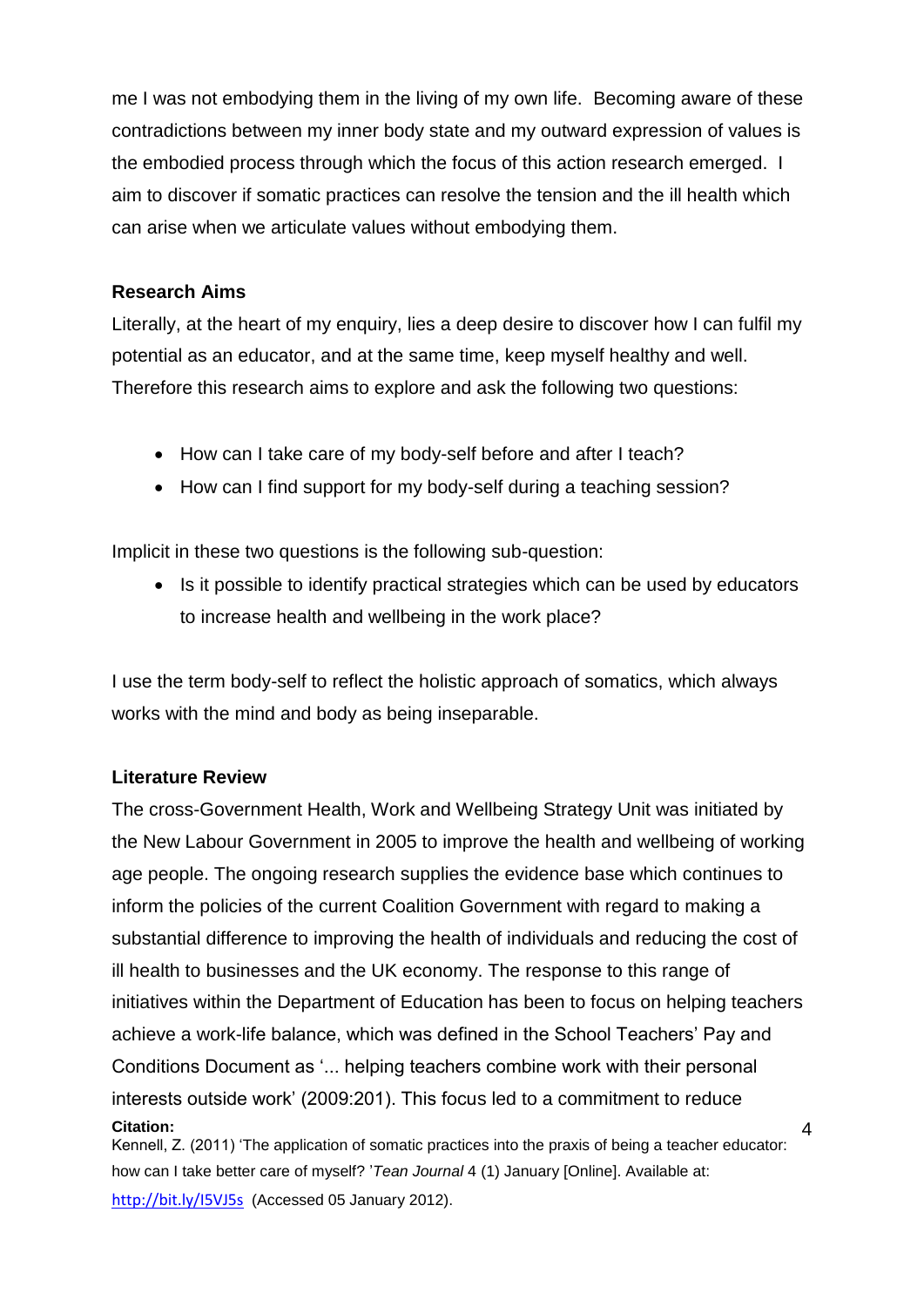me I was not embodying them in the living of my own life. Becoming aware of these contradictions between my inner body state and my outward expression of values is the embodied process through which the focus of this action research emerged. I aim to discover if somatic practices can resolve the tension and the ill health which can arise when we articulate values without embodying them.

**Research Aims**

Literally, at the heart of my enquiry, lies a deep desire to discover how I can fulfil my potential as an educator, and at the same time, keep myself healthy and well. Therefore this research aims to explore and ask the following two questions:

- How can I take care of my body-self before and after I teach?
- How can I find support for my body-self during a teaching session?

Implicit in these two questions is the following sub-question:

- Is it possible to identify practical strategies which can be used by educators to increase health and wellbeing in the work place?

I use the term body-self to reflect the holistic approach of somatics, which always works with the mind and body as being inseparable.

**Literature Review**

The cross-Government Health, Work and Wellbeing Strategy Unit was initiated by the New Labour Government in 2005 to improve the health and wellbeing of working age people. The ongoing research supplies the evidence base which continues to inform the policies of the current Coalition Government with regard to making a substantial difference to improving the health of individuals and reducing the cost of ill health to businesses and the UK economy. The response to this range of initiatives within the Department of Education has been to focus on helping teachers achieve a work-life balance, which was defined in the School Teachers' Pay and Conditions Document as '... helping teachers combine work with their personal interests outside work' (2009:201). This focus led to a commitment to reduce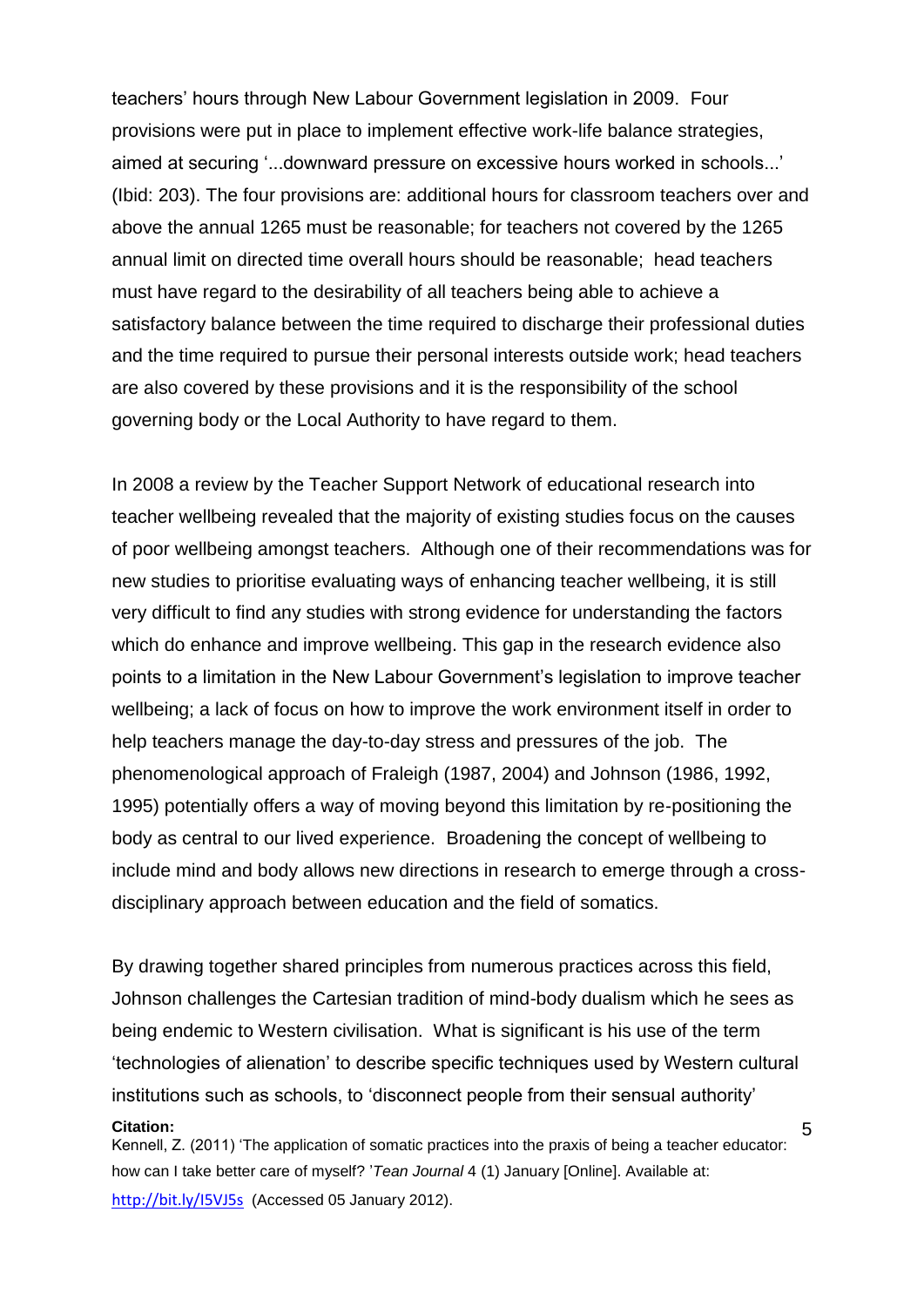teachers' hours through New Labour Government legislation in 2009. Four provisions were put in place to implement effective work-life balance strategies, aimed at securing '...downward pressure on excessive hours worked in schools...' (Ibid: 203). The four provisions are: additional hours for classroom teachers over and above the annual 1265 must be reasonable; for teachers not covered by the 1265 annual limit on directed time overall hours should be reasonable; head teachers must have regard to the desirability of all teachers being able to achieve a satisfactory balance between the time required to discharge their professional duties and the time required to pursue their personal interests outside work; head teachers are also covered by these provisions and it is the responsibility of the school governing body or the Local Authority to have regard to them.

In 2008 a review by the Teacher Support Network of educational research into teacher wellbeing revealed that the majority of existing studies focus on the causes of poor wellbeing amongst teachers. Although one of their recommendations was for new studies to prioritise evaluating ways of enhancing teacher wellbeing, it is still very difficult to find any studies with strong evidence for understanding the factors which do enhance and improve wellbeing. This gap in the research evidence also points to a limitation in the New Labour Government's legislation to improve teacher wellbeing; a lack of focus on how to improve the work environment itself in order to help teachers manage the day-to-day stress and pressures of the job. The phenomenological approach of Fraleigh (1987, 2004) and Johnson (1986, 1992, 1995) potentially offers a way of moving beyond this limitation by re-positioning the body as central to our lived experience. Broadening the concept of wellbeing to include mind and body allows new directions in research to emerge through a cross-disciplinary approach between education and the field of somatics.

By drawing together shared principles from numerous practices across this field, Johnson challenges the Cartesian tradition of mind-body dualism which he sees as being endemic to Western civilisation. What is significant is his use of the term 'technologies of alienation' to describe specific techniques used by Western cultural institutions such as schools, to 'disconnect people from their sensual authority'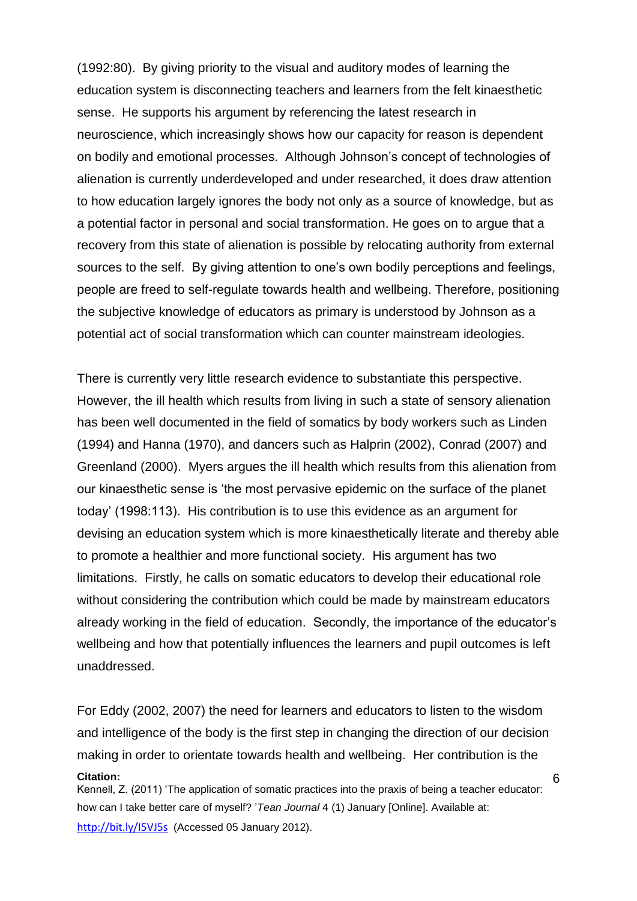(1992:80). By giving priority to the visual and auditory modes of learning the education system is disconnecting teachers and learners from the felt kinaesthetic sense. He supports his argument by referencing the latest research in neuroscience, which increasingly shows how our capacity for reason is dependent on bodily and emotional processes. Although Johnson's concept of technologies of alienation is currently underdeveloped and under researched, it does draw attention to how education largely ignores the body not only as a source of knowledge, but as a potential factor in personal and social transformation. He goes on to argue that a recovery from this state of alienation is possible by relocating authority from external sources to the self. By giving attention to one's own bodily perceptions and feelings, people are freed to self-regulate towards health and wellbeing. Therefore, positioning the subjective knowledge of educators as primary is understood by Johnson as a potential act of social transformation which can counter mainstream ideologies.

There is currently very little research evidence to substantiate this perspective. However, the ill health which results from living in such a state of sensory alienation has been well documented in the field of somatics by body workers such as Linden (1994) and Hanna (1970), and dancers such as Halprin (2002), Conrad (2007) and Greenland (2000). Myers argues the ill health which results from this alienation from our kinaesthetic sense is 'the most pervasive epidemic on the surface of the planet today' (1998:113). His contribution is to use this evidence as an argument for devising an education system which is more kinaesthetically literate and thereby able to promote a healthier and more functional society. His argument has two limitations. Firstly, he calls on somatic educators to develop their educational role without considering the contribution which could be made by mainstream educators already working in the field of education. Secondly, the importance of the educator's wellbeing and how that potentially influences the learners and pupil outcomes is left unaddressed.

For Eddy (2002, 2007) the need for learners and educators to listen to the wisdom and intelligence of the body is the first step in changing the direction of our decision making in order to orientate towards health and wellbeing. Her contribution is the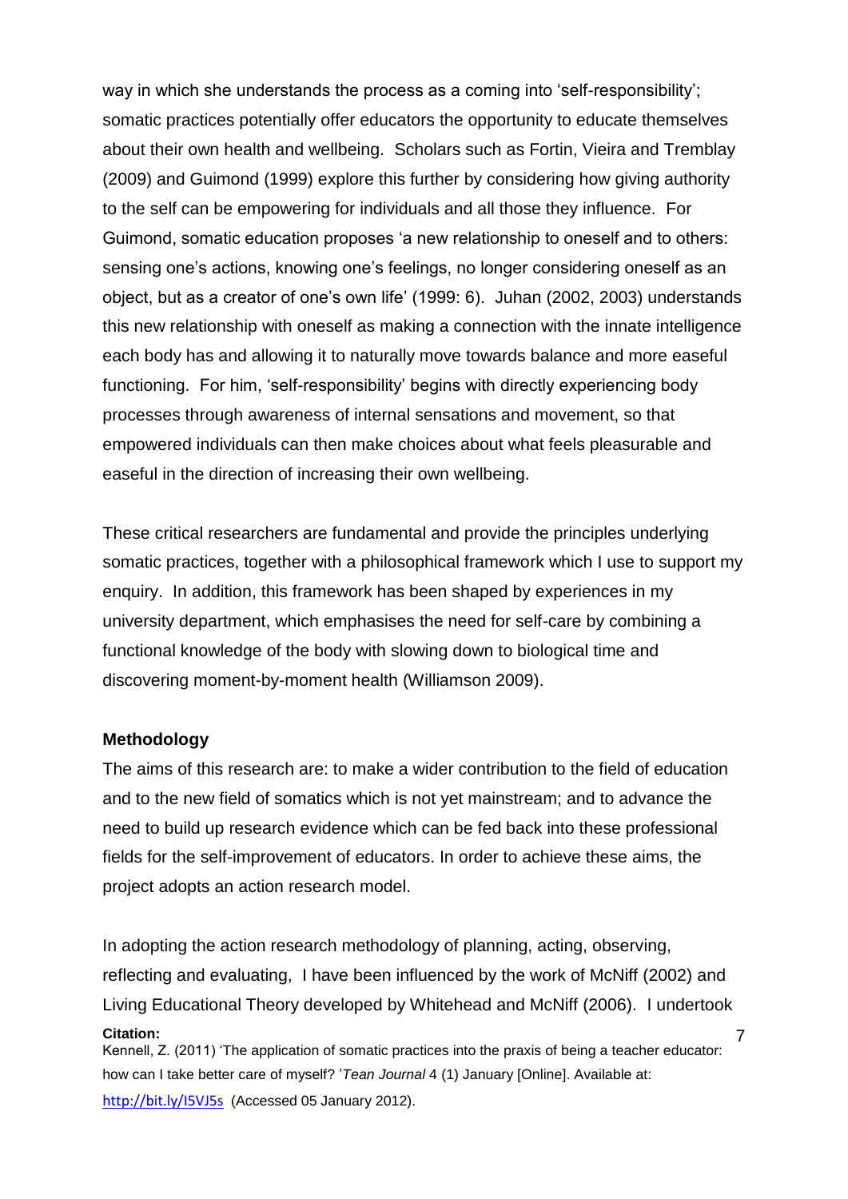way in which she understands the process as a coming into 'self-responsibility'; somatic practices potentially offer educators the opportunity to educate themselves about their own health and wellbeing. Scholars such as Fortin, Vieira and Tremblay (2009) and Guimond (1999) explore this further by considering how giving authority to the self can be empowering for individuals and all those they influence. For Guimond, somatic education proposes 'a new relationship to oneself and to others: sensing one's actions, knowing one's feelings, no longer considering oneself as an object, but as a creator of one's own life' (1999: 6). Juhan (2002, 2003) understands this new relationship with oneself as making a connection with the innate intelligence each body has and allowing it to naturally move towards balance and more easeful functioning. For him, 'self-responsibility' begins with directly experiencing body processes through awareness of internal sensations and movement, so that empowered individuals can then make choices about what feels pleasurable and easeful in the direction of increasing their own wellbeing.

These critical researchers are fundamental and provide the principles underlying somatic practices, together with a philosophical framework which I use to support my enquiry. In addition, this framework has been shaped by experiences in my university department, which emphasises the need for self-care by combining a functional knowledge of the body with slowing down to biological time and discovering moment-by-moment health (Williamson 2009).

**Methodology**

The aims of this research are: to make a wider contribution to the field of education and to the new field of somatics which is not yet mainstream; and to advance the need to build up research evidence which can be fed back into these professional fields for the self-improvement of educators. In order to achieve these aims, the project adopts an action research model.

In adopting the action research methodology of planning, acting, observing, reflecting and evaluating, I have been influenced by the work of McNiff (2002) and Living Educational Theory developed by Whitehead and McNiff (2006). I undertook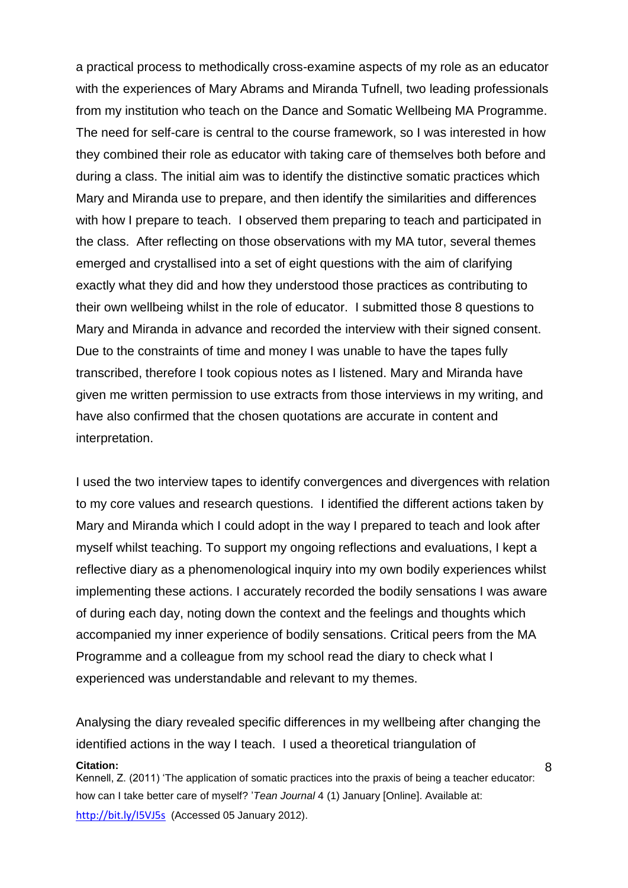a practical process to methodically cross-examine aspects of my role as an educator with the experiences of Mary Abrams and Miranda Tufnell, two leading professionals from my institution who teach on the Dance and Somatic Wellbeing MA Programme. The need for self-care is central to the course framework, so I was interested in how they combined their role as educator with taking care of themselves both before and during a class. The initial aim was to identify the distinctive somatic practices which Mary and Miranda use to prepare, and then identify the similarities and differences with how I prepare to teach. I observed them preparing to teach and participated in the class. After reflecting on those observations with my MA tutor, several themes emerged and crystallised into a set of eight questions with the aim of clarifying exactly what they did and how they understood those practices as contributing to their own wellbeing whilst in the role of educator. I submitted those 8 questions to Mary and Miranda in advance and recorded the interview with their signed consent. Due to the constraints of time and money I was unable to have the tapes fully transcribed, therefore I took copious notes as I listened. Mary and Miranda have given me written permission to use extracts from those interviews in my writing, and have also confirmed that the chosen quotations are accurate in content and interpretation.

I used the two interview tapes to identify convergences and divergences with relation to my core values and research questions. I identified the different actions taken by Mary and Miranda which I could adopt in the way I prepared to teach and look after myself whilst teaching. To support my ongoing reflections and evaluations, I kept a reflective diary as a phenomenological inquiry into my own bodily experiences whilst implementing these actions. I accurately recorded the bodily sensations I was aware of during each day, noting down the context and the feelings and thoughts which accompanied my inner experience of bodily sensations. Critical peers from the MA Programme and a colleague from my school read the diary to check what I experienced was understandable and relevant to my themes.

Analysing the diary revealed specific differences in my wellbeing after changing the identified actions in the way I teach. I used a theoretical triangulation of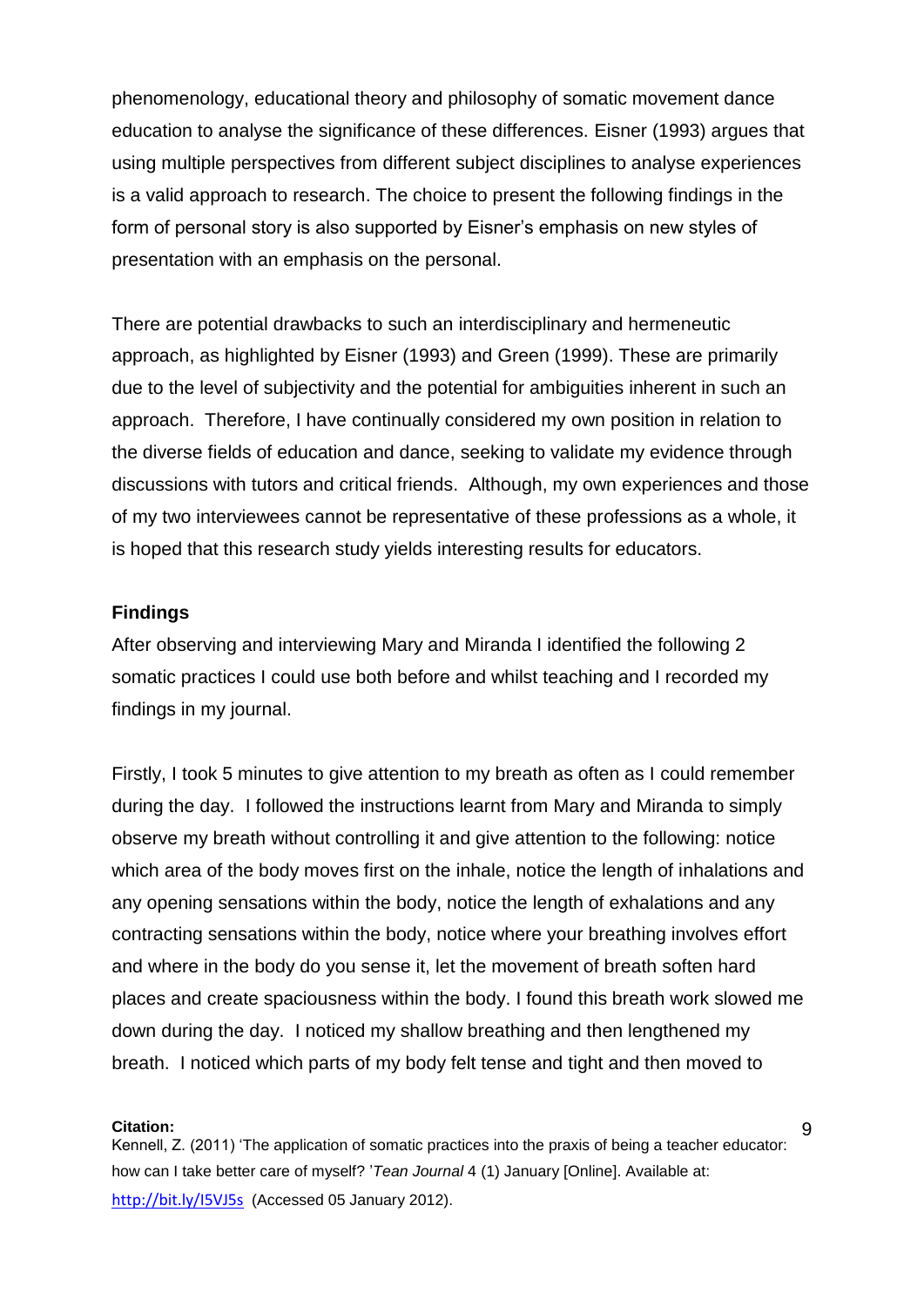phenomenology, educational theory and philosophy of somatic movement dance education to analyse the significance of these differences. Eisner (1993) argues that using multiple perspectives from different subject disciplines to analyse experiences is a valid approach to research. The choice to present the following findings in the form of personal story is also supported by Eisner's emphasis on new styles of presentation with an emphasis on the personal.

There are potential drawbacks to such an interdisciplinary and hermeneutic approach, as highlighted by Eisner (1993) and Green (1999). These are primarily due to the level of subjectivity and the potential for ambiguities inherent in such an approach. Therefore, I have continually considered my own position in relation to the diverse fields of education and dance, seeking to validate my evidence through discussions with tutors and critical friends. Although, my own experiences and those of my two interviewees cannot be representative of these professions as a whole, it is hoped that this research study yields interesting results for educators.

**Findings**

After observing and interviewing Mary and Miranda I identified the following 2 somatic practices I could use both before and whilst teaching and I recorded my findings in my journal.

Firstly, I took 5 minutes to give attention to my breath as often as I could remember during the day. I followed the instructions learnt from Mary and Miranda to simply observe my breath without controlling it and give attention to the following: notice which area of the body moves first on the inhale, notice the length of inhalations and any opening sensations within the body, notice the length of exhalations and any contracting sensations within the body, notice where your breathing involves effort and where in the body do you sense it, let the movement of breath soften hard places and create spaciousness within the body. I found this breath work slowed me down during the day. I noticed my shallow breathing and then lengthened my breath. I noticed which parts of my body felt tense and tight and then moved to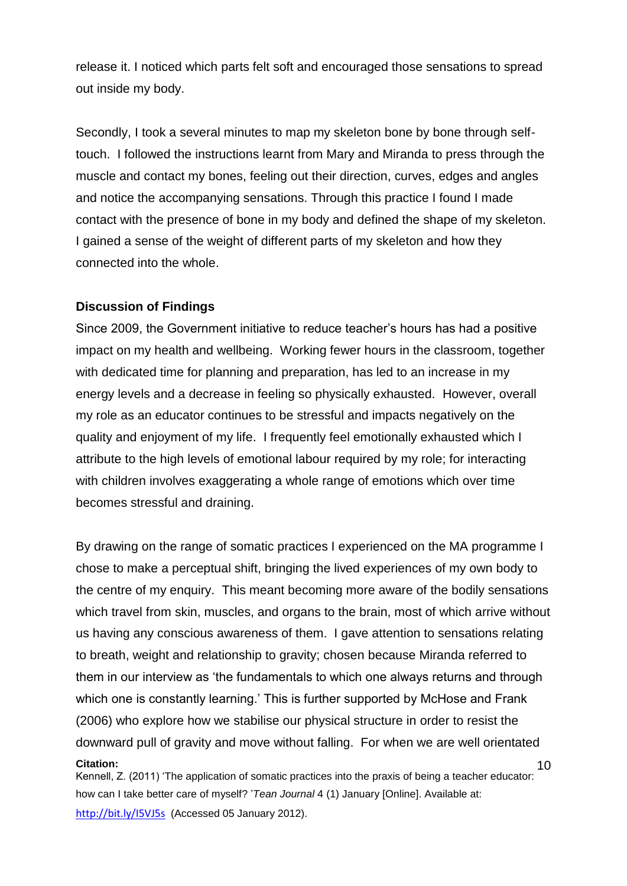release it. I noticed which parts felt soft and encouraged those sensations to spread out inside my body.

Secondly, I took a several minutes to map my skeleton bone by bone through self-touch. I followed the instructions learnt from Mary and Miranda to press through the muscle and contact my bones, feeling out their direction, curves, edges and angles and notice the accompanying sensations. Through this practice I found I made contact with the presence of bone in my body and defined the shape of my skeleton. I gained a sense of the weight of different parts of my skeleton and how they connected into the whole.

**Discussion of Findings**

Since 2009, the Government initiative to reduce teacher's hours has had a positive impact on my health and wellbeing. Working fewer hours in the classroom, together with dedicated time for planning and preparation, has led to an increase in my energy levels and a decrease in feeling so physically exhausted. However, overall my role as an educator continues to be stressful and impacts negatively on the quality and enjoyment of my life. I frequently feel emotionally exhausted which I attribute to the high levels of emotional labour required by my role; for interacting with children involves exaggerating a whole range of emotions which over time becomes stressful and draining.

By drawing on the range of somatic practices I experienced on the MA programme I chose to make a perceptual shift, bringing the lived experiences of my own body to the centre of my enquiry. This meant becoming more aware of the bodily sensations which travel from skin, muscles, and organs to the brain, most of which arrive without us having any conscious awareness of them. I gave attention to sensations relating to breath, weight and relationship to gravity; chosen because Miranda referred to them in our interview as 'the fundamentals to which one always returns and through which one is constantly learning.' This is further supported by McHose and Frank (2006) who explore how we stabilise our physical structure in order to resist the downward pull of gravity and move without falling. For when we are well orientated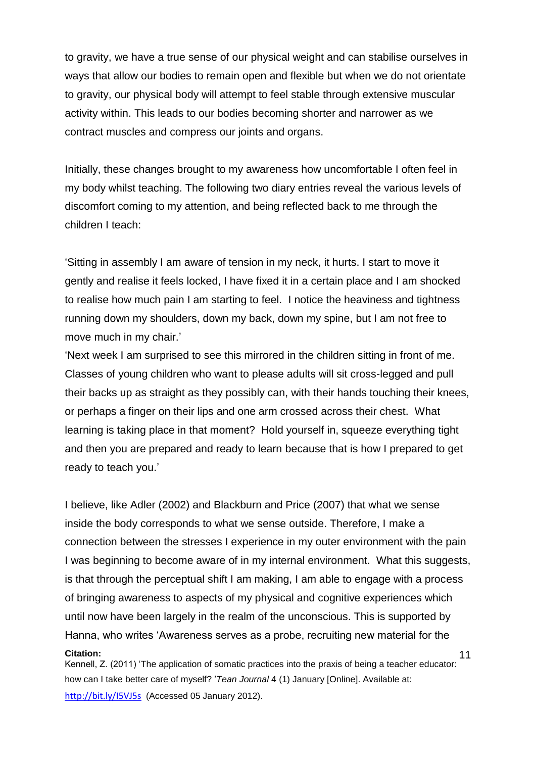to gravity, we have a true sense of our physical weight and can stabilise ourselves in ways that allow our bodies to remain open and flexible but when we do not orientate to gravity, our physical body will attempt to feel stable through extensive muscular activity within. This leads to our bodies becoming shorter and narrower as we contract muscles and compress our joints and organs.

Initially, these changes brought to my awareness how uncomfortable I often feel in my body whilst teaching. The following two diary entries reveal the various levels of discomfort coming to my attention, and being reflected back to me through the children I teach:

'Sitting in assembly I am aware of tension in my neck, it hurts. I start to move it gently and realise it feels locked, I have fixed it in a certain place and I am shocked to realise how much pain I am starting to feel. I notice the heaviness and tightness running down my shoulders, down my back, down my spine, but I am not free to move much in my chair.'

'Next week I am surprised to see this mirrored in the children sitting in front of me. Classes of young children who want to please adults will sit cross-legged and pull their backs up as straight as they possibly can, with their hands touching their knees, or perhaps a finger on their lips and one arm crossed across their chest. What learning is taking place in that moment? Hold yourself in, squeeze everything tight and then you are prepared and ready to learn because that is how I prepared to get ready to teach you.'

I believe, like Adler (2002) and Blackburn and Price (2007) that what we sense inside the body corresponds to what we sense outside. Therefore, I make a connection between the stresses I experience in my outer environment with the pain I was beginning to become aware of in my internal environment. What this suggests, is that through the perceptual shift I am making, I am able to engage with a process of bringing awareness to aspects of my physical and cognitive experiences which until now have been largely in the realm of the unconscious. This is supported by Hanna, who writes 'Awareness serves as a probe, recruiting new material for the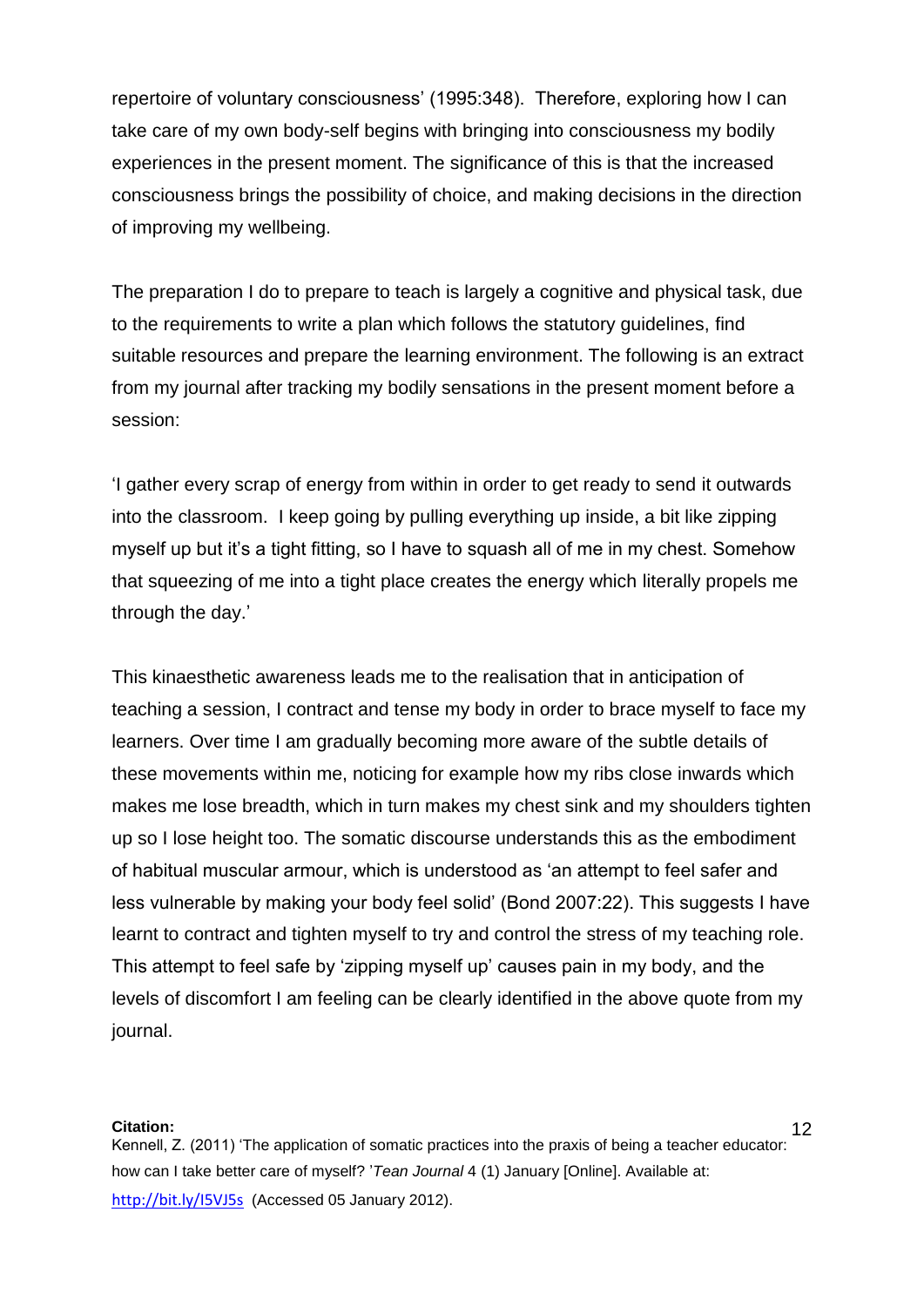repertoire of voluntary consciousness' (1995:348). Therefore, exploring how I can take care of my own body-self begins with bringing into consciousness my bodily experiences in the present moment. The significance of this is that the increased consciousness brings the possibility of choice, and making decisions in the direction of improving my wellbeing.

The preparation I do to prepare to teach is largely a cognitive and physical task, due to the requirements to write a plan which follows the statutory guidelines, find suitable resources and prepare the learning environment. The following is an extract from my journal after tracking my bodily sensations in the present moment before a session:

'I gather every scrap of energy from within in order to get ready to send it outwards into the classroom. I keep going by pulling everything up inside, a bit like zipping myself up but it's a tight fitting, so I have to squash all of me in my chest. Somehow that squeezing of me into a tight place creates the energy which literally propels me through the day.'

This kinaesthetic awareness leads me to the realisation that in anticipation of teaching a session, I contract and tense my body in order to brace myself to face my learners. Over time I am gradually becoming more aware of the subtle details of these movements within me, noticing for example how my ribs close inwards which makes me lose breadth, which in turn makes my chest sink and my shoulders tighten up so I lose height too. The somatic discourse understands this as the embodiment of habitual muscular armour, which is understood as 'an attempt to feel safer and less vulnerable by making your body feel solid' (Bond 2007:22). This suggests I have learnt to contract and tighten myself to try and control the stress of my teaching role. This attempt to feel safe by 'zipping myself up' causes pain in my body, and the levels of discomfort I am feeling can be clearly identified in the above quote from my journal.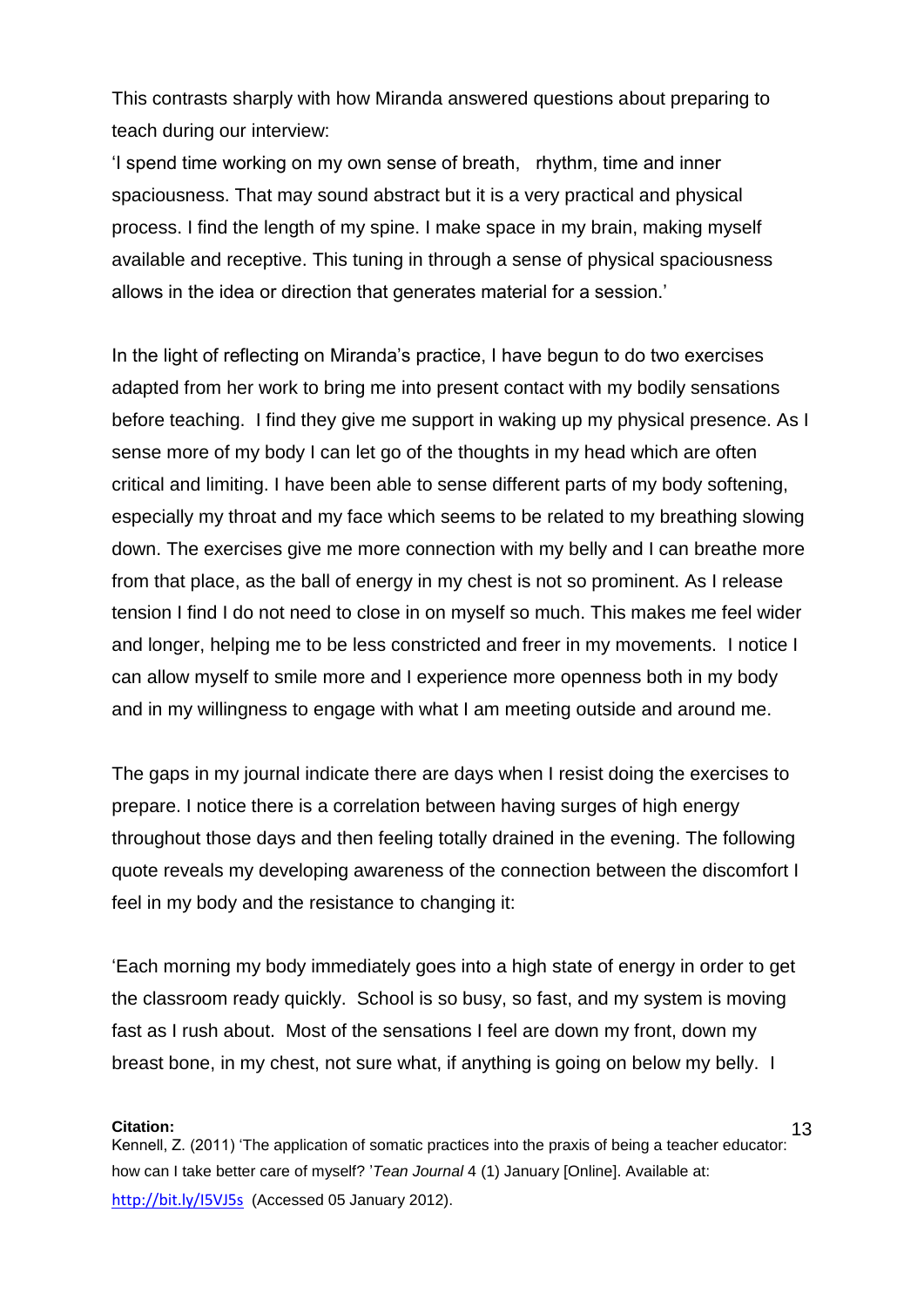This contrasts sharply with how Miranda answered questions about preparing to teach during our interview:

'I spend time working on my own sense of breath, rhythm, time and inner spaciousness. That may sound abstract but it is a very practical and physical process. I find the length of my spine. I make space in my brain, making myself available and receptive. This tuning in through a sense of physical spaciousness allows in the idea or direction that generates material for a session.'

In the light of reflecting on Miranda's practice, I have begun to do two exercises adapted from her work to bring me into present contact with my bodily sensations before teaching. I find they give me support in waking up my physical presence. As I sense more of my body I can let go of the thoughts in my head which are often critical and limiting. I have been able to sense different parts of my body softening, especially my throat and my face which seems to be related to my breathing slowing down. The exercises give me more connection with my belly and I can breathe more from that place, as the ball of energy in my chest is not so prominent. As I release tension I find I do not need to close in on myself so much. This makes me feel wider and longer, helping me to be less constricted and freer in my movements. I notice I can allow myself to smile more and I experience more openness both in my body and in my willingness to engage with what I am meeting outside and around me.

The gaps in my journal indicate there are days when I resist doing the exercises to prepare. I notice there is a correlation between having surges of high energy throughout those days and then feeling totally drained in the evening. The following quote reveals my developing awareness of the connection between the discomfort I feel in my body and the resistance to changing it:

'Each morning my body immediately goes into a high state of energy in order to get the classroom ready quickly. School is so busy, so fast, and my system is moving fast as I rush about. Most of the sensations I feel are down my front, down my breast bone, in my chest, not sure what, if anything is going on below my belly. I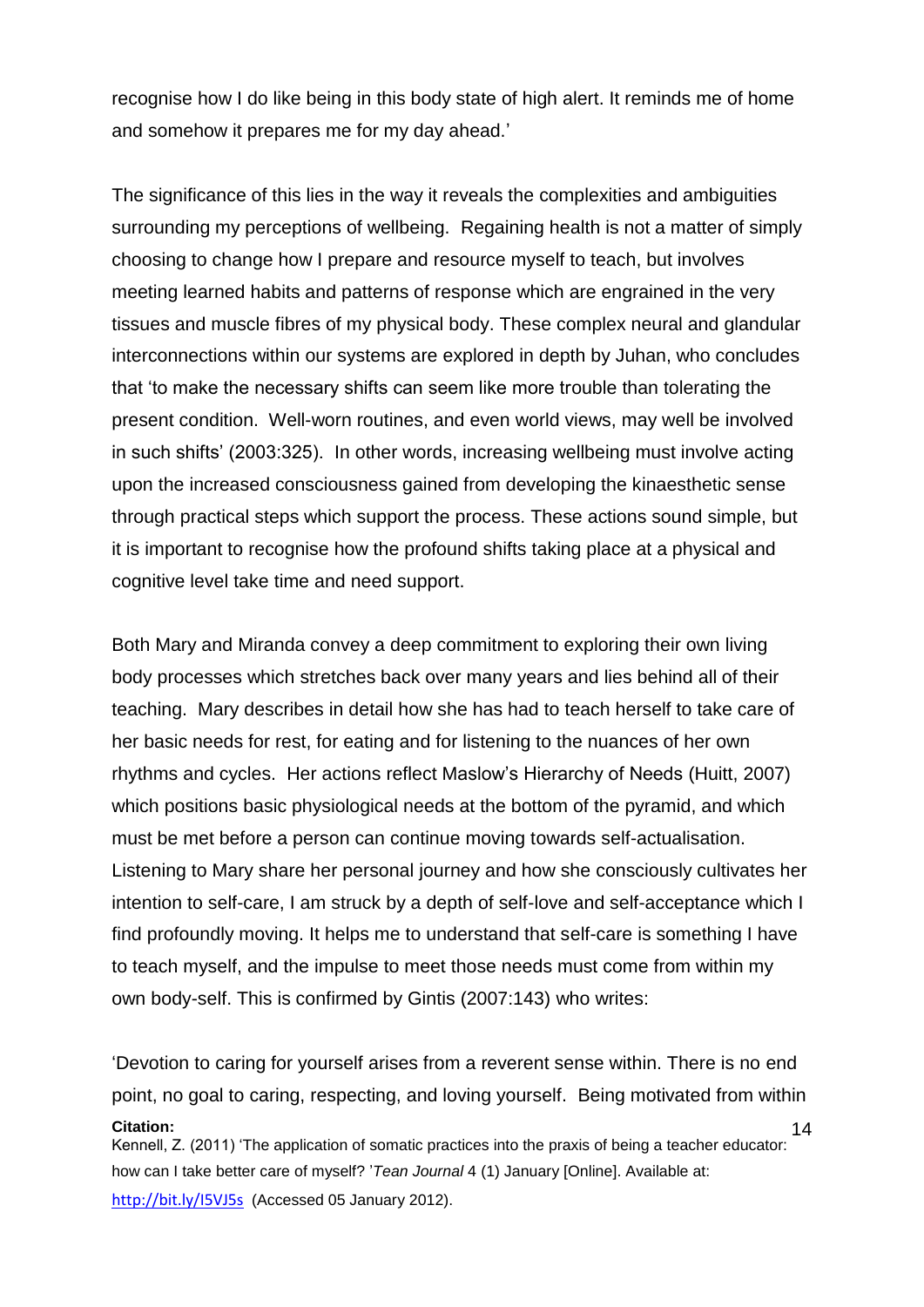recognise how I do like being in this body state of high alert. It reminds me of home and somehow it prepares me for my day ahead.'

The significance of this lies in the way it reveals the complexities and ambiguities surrounding my perceptions of wellbeing. Regaining health is not a matter of simply choosing to change how I prepare and resource myself to teach, but involves meeting learned habits and patterns of response which are engrained in the very tissues and muscle fibres of my physical body. These complex neural and glandular interconnections within our systems are explored in depth by Juhan, who concludes that 'to make the necessary shifts can seem like more trouble than tolerating the present condition. Well-worn routines, and even world views, may well be involved in such shifts' (2003:325). In other words, increasing wellbeing must involve acting upon the increased consciousness gained from developing the kinaesthetic sense through practical steps which support the process. These actions sound simple, but it is important to recognise how the profound shifts taking place at a physical and cognitive level take time and need support.

Both Mary and Miranda convey a deep commitment to exploring their own living body processes which stretches back over many years and lies behind all of their teaching. Mary describes in detail how she has had to teach herself to take care of her basic needs for rest, for eating and for listening to the nuances of her own rhythms and cycles. Her actions reflect Maslow's Hierarchy of Needs (Huitt, 2007) which positions basic physiological needs at the bottom of the pyramid, and which must be met before a person can continue moving towards self-actualisation. Listening to Mary share her personal journey and how she consciously cultivates her intention to self-care, I am struck by a depth of self-love and self-acceptance which I find profoundly moving. It helps me to understand that self-care is something I have to teach myself, and the impulse to meet those needs must come from within my own body-self. This is confirmed by Gintis (2007:143) who writes:

'Devotion to caring for yourself arises from a reverent sense within. There is no end point, no goal to caring, respecting, and loving yourself. Being motivated from within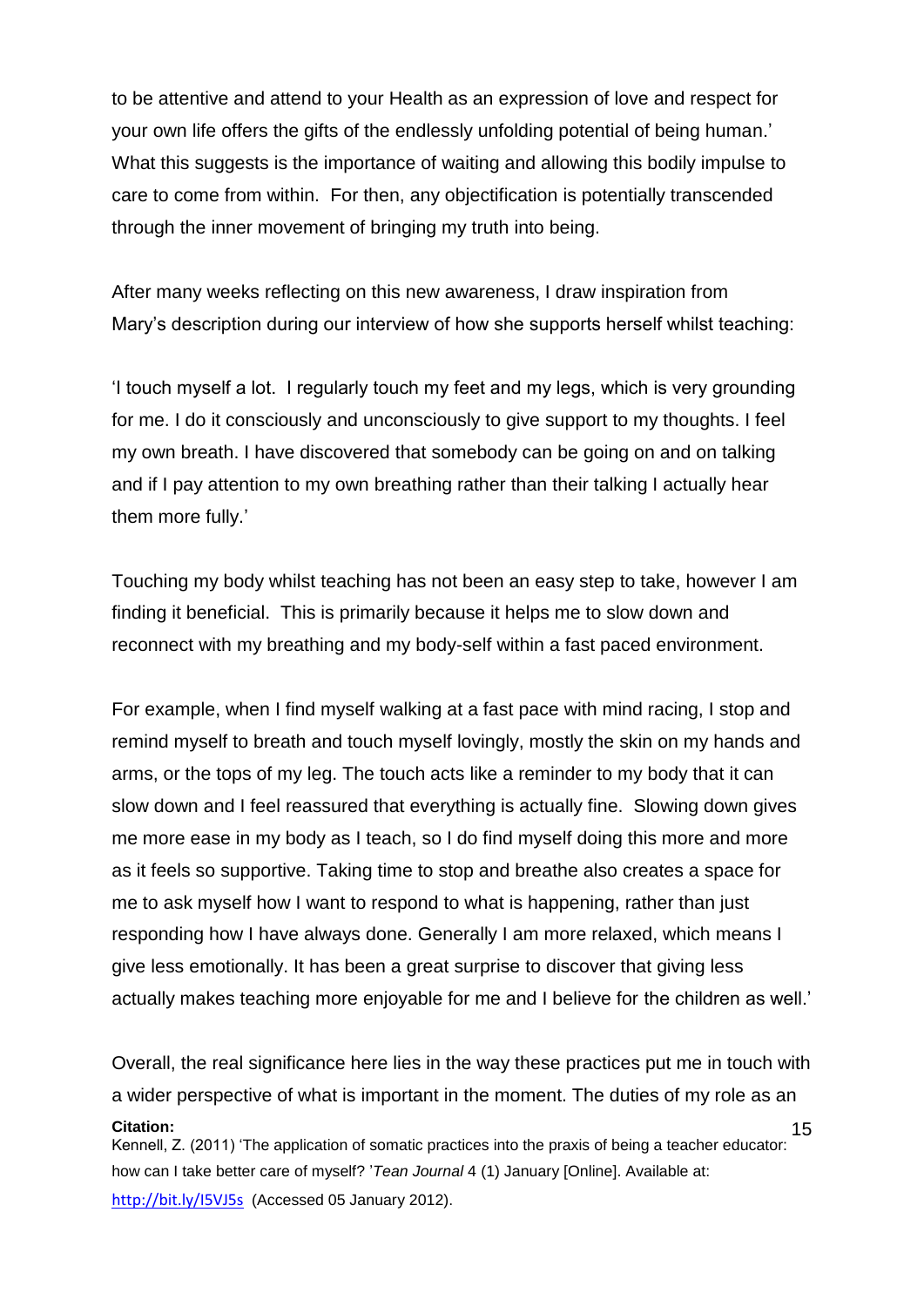to be attentive and attend to your Health as an expression of love and respect for your own life offers the gifts of the endlessly unfolding potential of being human.' What this suggests is the importance of waiting and allowing this bodily impulse to care to come from within. For then, any objectification is potentially transcended through the inner movement of bringing my truth into being.

After many weeks reflecting on this new awareness, I draw inspiration from Mary's description during our interview of how she supports herself whilst teaching:

'I touch myself a lot. I regularly touch my feet and my legs, which is very grounding for me. I do it consciously and unconsciously to give support to my thoughts. I feel my own breath. I have discovered that somebody can be going on and on talking and if I pay attention to my own breathing rather than their talking I actually hear them more fully.'

Touching my body whilst teaching has not been an easy step to take, however I am finding it beneficial. This is primarily because it helps me to slow down and reconnect with my breathing and my body-self within a fast paced environment.

For example, when I find myself walking at a fast pace with mind racing, I stop and remind myself to breath and touch myself lovingly, mostly the skin on my hands and arms, or the tops of my leg. The touch acts like a reminder to my body that it can slow down and I feel reassured that everything is actually fine. Slowing down gives me more ease in my body as I teach, so I do find myself doing this more and more as it feels so supportive. Taking time to stop and breathe also creates a space for me to ask myself how I want to respond to what is happening, rather than just responding how I have always done. Generally I am more relaxed, which means I give less emotionally. It has been a great surprise to discover that giving less actually makes teaching more enjoyable for me and I believe for the children as well.'

Overall, the real significance here lies in the way these practices put me in touch with a wider perspective of what is important in the moment. The duties of my role as an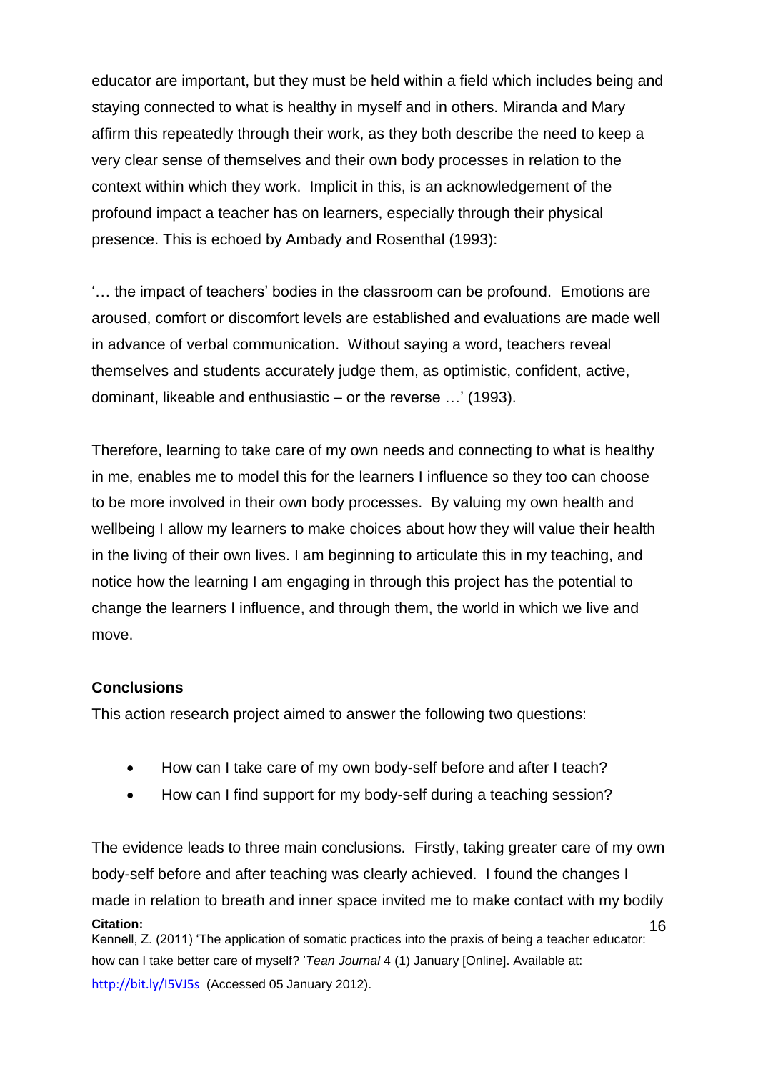educator are important, but they must be held within a field which includes being and staying connected to what is healthy in myself and in others. Miranda and Mary affirm this repeatedly through their work, as they both describe the need to keep a very clear sense of themselves and their own body processes in relation to the context within which they work. Implicit in this, is an acknowledgement of the profound impact a teacher has on learners, especially through their physical presence. This is echoed by Ambady and Rosenthal (1993):

'… the impact of teachers' bodies in the classroom can be profound. Emotions are aroused, comfort or discomfort levels are established and evaluations are made well in advance of verbal communication. Without saying a word, teachers reveal themselves and students accurately judge them, as optimistic, confident, active, dominant, likeable and enthusiastic – or the reverse …' (1993).

Therefore, learning to take care of my own needs and connecting to what is healthy in me, enables me to model this for the learners I influence so they too can choose to be more involved in their own body processes. By valuing my own health and wellbeing I allow my learners to make choices about how they will value their health in the living of their own lives. I am beginning to articulate this in my teaching, and notice how the learning I am engaging in through this project has the potential to change the learners I influence, and through them, the world in which we live and move.

**Conclusions**

This action research project aimed to answer the following two questions:

- How can I take care of my own body-self before and after I teach?
- How can I find support for my body-self during a teaching session?

The evidence leads to three main conclusions. Firstly, taking greater care of my own body-self before and after teaching was clearly achieved. I found the changes I made in relation to breath and inner space invited me to make contact with my bodily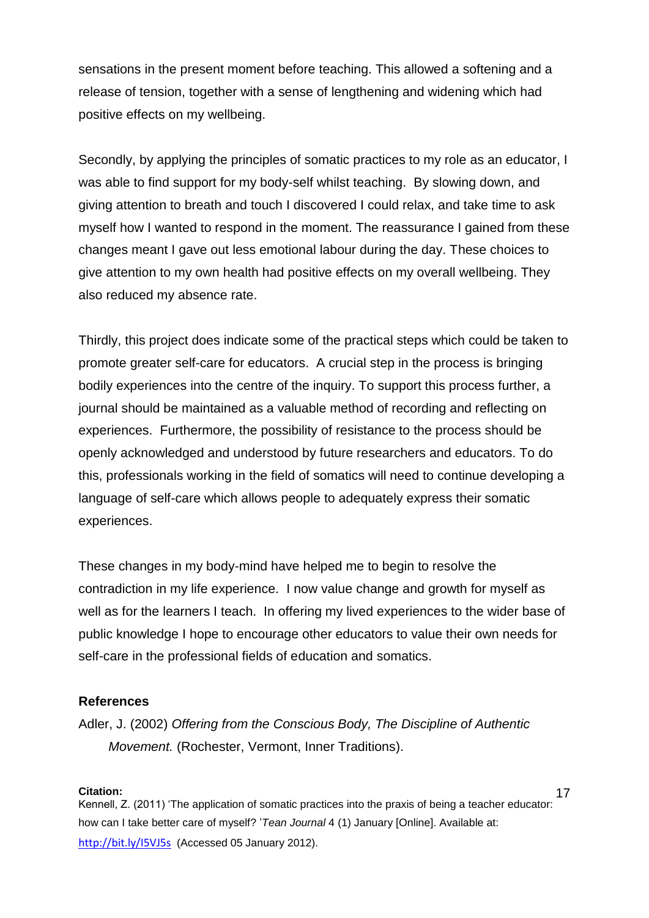sensations in the present moment before teaching. This allowed a softening and a release of tension, together with a sense of lengthening and widening which had positive effects on my wellbeing.

Secondly, by applying the principles of somatic practices to my role as an educator, I was able to find support for my body-self whilst teaching. By slowing down, and giving attention to breath and touch I discovered I could relax, and take time to ask myself how I wanted to respond in the moment. The reassurance I gained from these changes meant I gave out less emotional labour during the day. These choices to give attention to my own health had positive effects on my overall wellbeing. They also reduced my absence rate.

Thirdly, this project does indicate some of the practical steps which could be taken to promote greater self-care for educators. A crucial step in the process is bringing bodily experiences into the centre of the inquiry. To support this process further, a journal should be maintained as a valuable method of recording and reflecting on experiences. Furthermore, the possibility of resistance to the process should be openly acknowledged and understood by future researchers and educators. To do this, professionals working in the field of somatics will need to continue developing a language of self-care which allows people to adequately express their somatic experiences.

These changes in my body-mind have helped me to begin to resolve the contradiction in my life experience. I now value change and growth for myself as well as for the learners I teach. In offering my lived experiences to the wider base of public knowledge I hope to encourage other educators to value their own needs for self-care in the professional fields of education and somatics.

### References

Adler, J. (2002) *Offering from the Conscious Body, The Discipline of Authentic Movement.* (Rochester, Vermont, Inner Traditions).

**Citation:**
Kennell, Z. (2011) 'The application of somatic practices into the praxis of being a teacher educator: how can I take better care of myself? '*Tean Journal* 4 (1) January [Online]. Available at: http://bit.ly/I5VJ5s (Accessed 05 January 2012).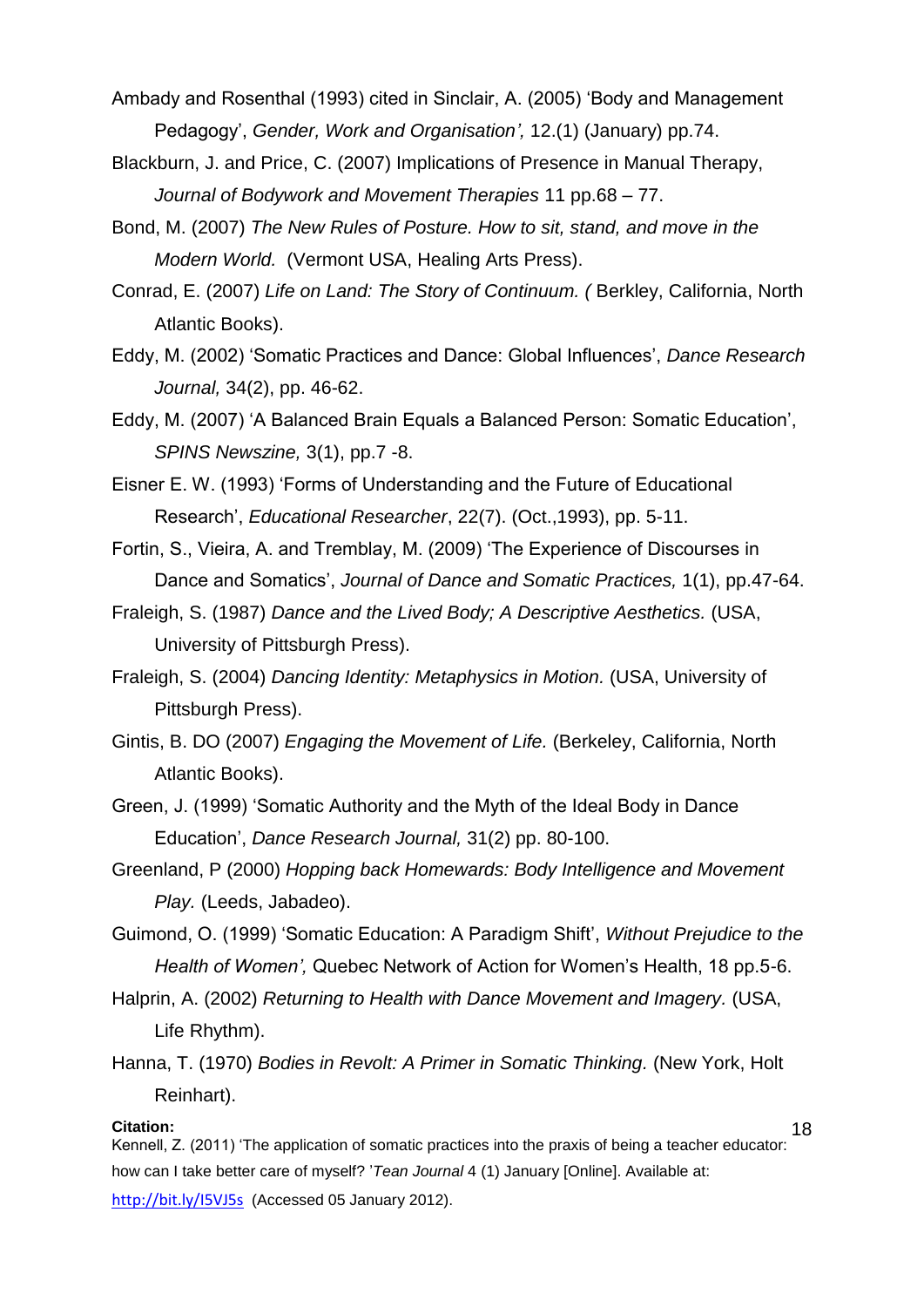Ambady and Rosenthal (1993) cited in Sinclair, A. (2005) 'Body and Management Pedagogy', *Gender, Work and Organisation',* 12.(1) (January) pp.74.

Blackburn, J. and Price, C. (2007) Implications of Presence in Manual Therapy, *Journal of Bodywork and Movement Therapies* 11 pp.68 – 77.

Bond, M. (2007) *The New Rules of Posture. How to sit, stand, and move in the Modern World.* (Vermont USA, Healing Arts Press).

Conrad, E. (2007) *Life on Land: The Story of Continuum. (* Berkley, California, North Atlantic Books).

Eddy, M. (2002) 'Somatic Practices and Dance: Global Influences', *Dance Research Journal,* 34(2), pp. 46-62.

Eddy, M. (2007) 'A Balanced Brain Equals a Balanced Person: Somatic Education', *SPINS Newszine,* 3(1), pp.7 -8.

Eisner E. W. (1993) 'Forms of Understanding and the Future of Educational Research', *Educational Researcher*, 22(7). (Oct.,1993), pp. 5-11.

Fortin, S., Vieira, A. and Tremblay, M. (2009) 'The Experience of Discourses in Dance and Somatics', *Journal of Dance and Somatic Practices,* 1(1), pp.47-64.

Fraleigh, S. (1987) *Dance and the Lived Body; A Descriptive Aesthetics.* (USA, University of Pittsburgh Press).

Fraleigh, S. (2004) *Dancing Identity: Metaphysics in Motion.* (USA, University of Pittsburgh Press).

Gintis, B. DO (2007) *Engaging the Movement of Life.* (Berkeley, California, North Atlantic Books).

Green, J. (1999) 'Somatic Authority and the Myth of the Ideal Body in Dance Education', *Dance Research Journal,* 31(2) pp. 80-100.

Greenland, P (2000) *Hopping back Homewards: Body Intelligence and Movement Play.* (Leeds, Jabadeo).

Guimond, O. (1999) 'Somatic Education: A Paradigm Shift', *Without Prejudice to the Health of Women',* Quebec Network of Action for Women's Health, 18 pp.5-6.

Halprin, A. (2002) *Returning to Health with Dance Movement and Imagery.* (USA, Life Rhythm).

Hanna, T. (1970) *Bodies in Revolt: A Primer in Somatic Thinking.* (New York, Holt Reinhart).

**Citation:**
Kennell, Z. (2011) 'The application of somatic practices into the praxis of being a teacher educator: how can I take better care of myself? '*Tean Journal* 4 (1) January [Online]. Available at: http://bit.ly/I5VJ5s (Accessed 05 January 2012).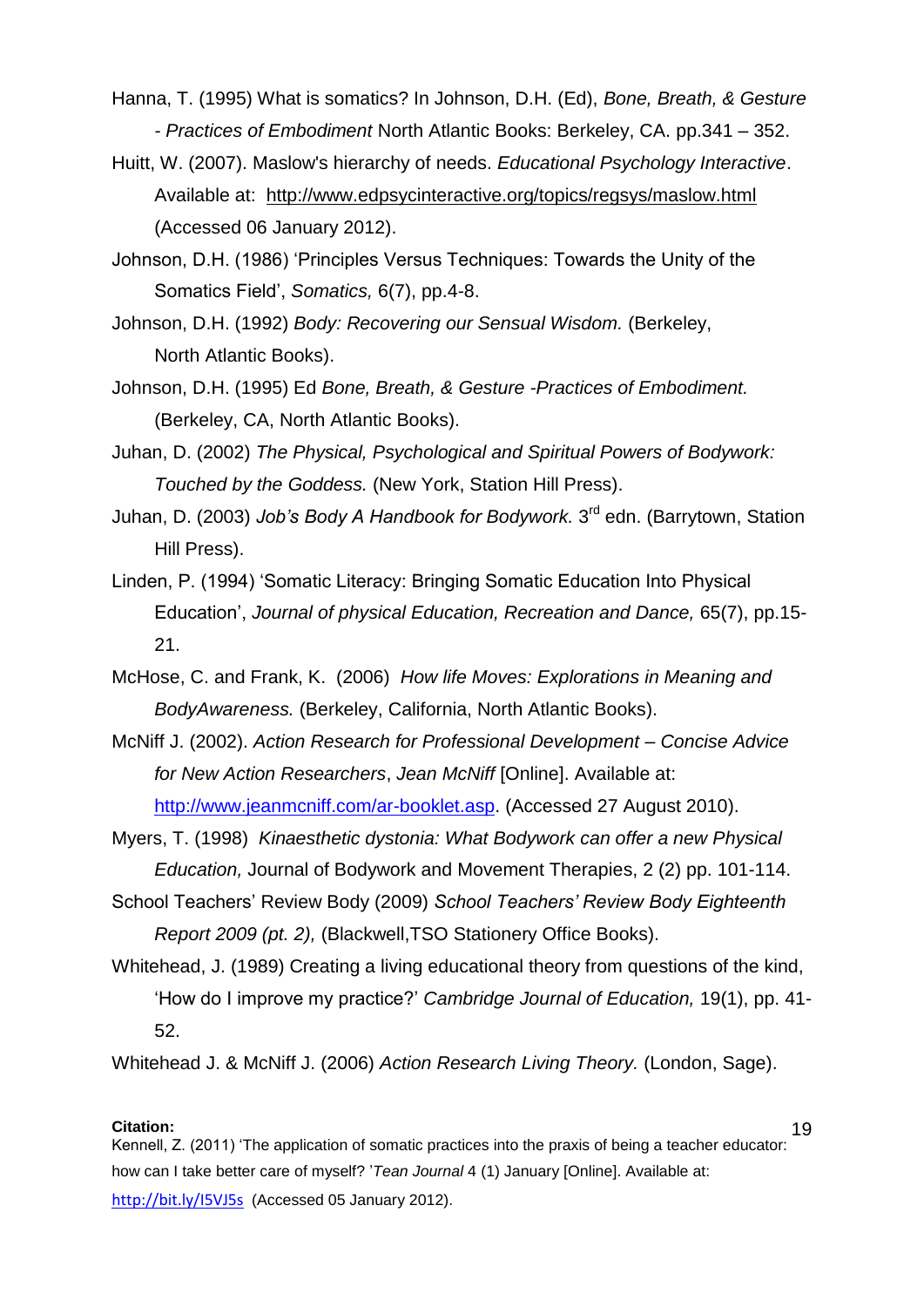Hanna, T. (1995) What is somatics? In Johnson, D.H. (Ed), *Bone, Breath, & Gesture - Practices of Embodiment* North Atlantic Books: Berkeley, CA. pp.341 – 352.

Huitt, W. (2007). Maslow's hierarchy of needs. *Educational Psychology Interactive*. Available at: http://www.edpsycinteractive.org/topics/regsys/maslow.html (Accessed 06 January 2012).

Johnson, D.H. (1986) 'Principles Versus Techniques: Towards the Unity of the Somatics Field', *Somatics,* 6(7), pp.4-8.

Johnson, D.H. (1992) *Body: Recovering our Sensual Wisdom.* (Berkeley, North Atlantic Books).

Johnson, D.H. (1995) Ed *Bone, Breath, & Gesture -Practices of Embodiment.* (Berkeley, CA, North Atlantic Books).

Juhan, D. (2002) *The Physical, Psychological and Spiritual Powers of Bodywork: Touched by the Goddess.* (New York, Station Hill Press).

Juhan, D. (2003) *Job's Body A Handbook for Bodywork.* 3rd edn. (Barrytown, Station Hill Press).

Linden, P. (1994) 'Somatic Literacy: Bringing Somatic Education Into Physical Education', *Journal of physical Education, Recreation and Dance,* 65(7), pp.15-21.

McHose, C. and Frank, K. (2006) *How life Moves: Explorations in Meaning and BodyAwareness.* (Berkeley, California, North Atlantic Books).

McNiff J. (2002). *Action Research for Professional Development – Concise Advice for New Action Researchers*, *Jean McNiff* [Online]. Available at: http://www.jeanmcniff.com/ar-booklet.asp. (Accessed 27 August 2010).

Myers, T. (1998) *Kinaesthetic dystonia: What Bodywork can offer a new Physical Education,* Journal of Bodywork and Movement Therapies, 2 (2) pp. 101-114.

School Teachers' Review Body (2009) *School Teachers' Review Body Eighteenth Report 2009 (pt. 2),* (Blackwell,TSO Stationery Office Books).

Whitehead, J. (1989) Creating a living educational theory from questions of the kind, 'How do I improve my practice?' *Cambridge Journal of Education,* 19(1), pp. 41-52.

Whitehead J. & McNiff J. (2006) *Action Research Living Theory.* (London, Sage).

**Citation:**
Kennell, Z. (2011) 'The application of somatic practices into the praxis of being a teacher educator: how can I take better care of myself? '*Tean Journal* 4 (1) January [Online]. Available at: http://bit.ly/I5VJ5s (Accessed 05 January 2012).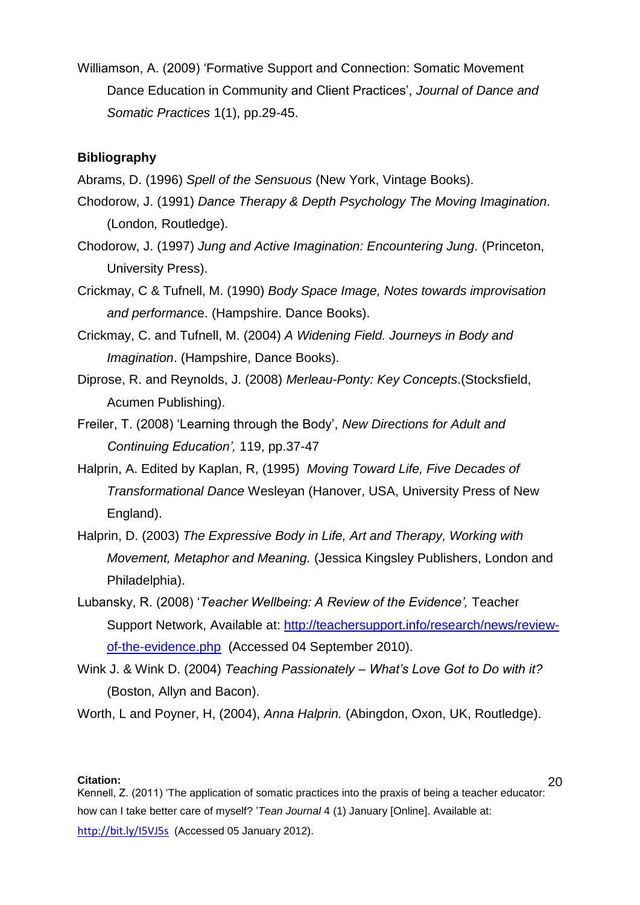Williamson, A. (2009) 'Formative Support and Connection: Somatic Movement Dance Education in Community and Client Practices', *Journal of Dance and Somatic Practices* 1(1), pp.29-45.

**Bibliography**

Abrams, D. (1996) *Spell of the Sensuous* (New York, Vintage Books).

Chodorow, J. (1991) *Dance Therapy & Depth Psychology The Moving Imagination.* (London*,* Routledge).

Chodorow, J. (1997) *Jung and Active Imagination: Encountering Jung.* (Princeton, University Press).

Crickmay, C & Tufnell, M. (1990) *Body Space Image, Notes towards improvisation and performanc*e. (Hampshire. Dance Books).

Crickmay, C. and Tufnell, M. (2004) *A Widening Field. Journeys in Body and Imagination*. (Hampshire, Dance Books).

Diprose, R. and Reynolds, J. (2008) *Merleau-Ponty: Key Concepts*.(Stocksfield, Acumen Publishing).

Freiler, T. (2008) 'Learning through the Body', *New Directions for Adult and Continuing Education',* 119, pp.37-47

Halprin, A. Edited by Kaplan, R, (1995) *Moving Toward Life, Five Decades of Transformational Dance* Wesleyan (Hanover, USA, University Press of New England).

Halprin, D. (2003) *The Expressive Body in Life, Art and Therapy, Working with Movement, Metaphor and Meaning.* (Jessica Kingsley Publishers, London and Philadelphia).

Lubansky, R. (2008) '*Teacher Wellbeing: A Review of the Evidence',* Teacher Support Network, Available at: http://teachersupport.info/research/news/review-of-the-evidence.php (Accessed 04 September 2010).

Wink J. & Wink D. (2004) *Teaching Passionately – What's Love Got to Do with it?* (Boston, Allyn and Bacon).

Worth, L and Poyner, H, (2004), *Anna Halprin.* (Abingdon, Oxon, UK, Routledge).

**Citation:**
Kennell, Z. (2011) 'The application of somatic practices into the praxis of being a teacher educator: how can I take better care of myself? '*Tean Journal* 4 (1) January [Online]. Available at: http://bit.ly/I5VJ5s (Accessed 05 January 2012).